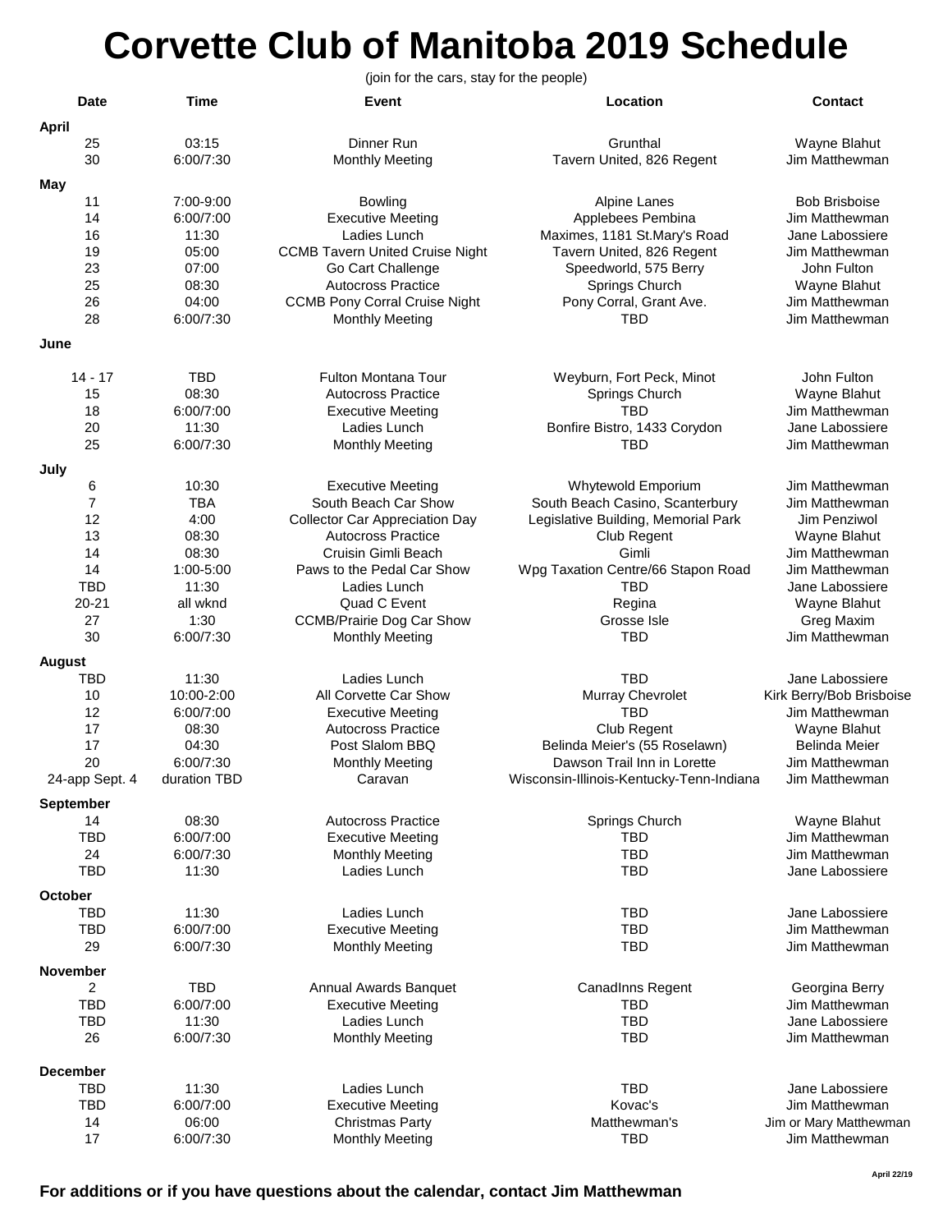# Corvette Club of Manitoba 2019 Schedule

(join for the cars, stay for the people)

| Date | Time | Event | Location | Contact |
|---|---|---|---|---|
| **April** | | | | |
| 25 | 03:15 | Dinner Run | Grunthal | Wayne Blahut |
| 30 | 6:00/7:30 | Monthly Meeting | Tavern United, 826 Regent | Jim Matthewman |
| **May** | | | | |
| 11 | 7:00-9:00 | Bowling | Alpine Lanes | Bob Brisboise |
| 14 | 6:00/7:00 | Executive Meeting | Applebees Pembina | Jim Matthewman |
| 16 | 11:30 | Ladies Lunch | Maximes, 1181 St.Mary's Road | Jane Labossiere |
| 19 | 05:00 | CCMB Tavern United Cruise Night | Tavern United, 826 Regent | Jim Matthewman |
| 23 | 07:00 | Go Cart Challenge | Speedworld, 575 Berry | John Fulton |
| 25 | 08:30 | Autocross Practice | Springs Church | Wayne Blahut |
| 26 | 04:00 | CCMB Pony Corral Cruise Night | Pony Corral, Grant Ave. | Jim Matthewman |
| 28 | 6:00/7:30 | Monthly Meeting | TBD | Jim Matthewman |
| **June** | | | | |
| 14 - 17 | TBD | Fulton Montana Tour | Weyburn, Fort Peck, Minot | John Fulton |
| 15 | 08:30 | Autocross Practice | Springs Church | Wayne Blahut |
| 18 | 6:00/7:00 | Executive Meeting | TBD | Jim Matthewman |
| 20 | 11:30 | Ladies Lunch | Bonfire Bistro, 1433 Corydon | Jane Labossiere |
| 25 | 6:00/7:30 | Monthly Meeting | TBD | Jim Matthewman |
| **July** | | | | |
| 6 | 10:30 | Executive Meeting | Whytewold Emporium | Jim Matthewman |
| 7 | TBA | South Beach Car Show | South Beach Casino, Scanterbury | Jim Matthewman |
| 12 | 4:00 | Collector Car Appreciation Day | Legislative Building, Memorial Park | Jim Penziwol |
| 13 | 08:30 | Autocross Practice | Club Regent | Wayne Blahut |
| 14 | 08:30 | Cruisin Gimli Beach | Gimli | Jim Matthewman |
| 14 | 1:00-5:00 | Paws to the Pedal Car Show | Wpg Taxation Centre/66 Stapon Road | Jim Matthewman |
| TBD | 11:30 | Ladies Lunch | TBD | Jane Labossiere |
| 20-21 | all wknd | Quad C Event | Regina | Wayne Blahut |
| 27 | 1:30 | CCMB/Prairie Dog Car Show | Grosse Isle | Greg Maxim |
| 30 | 6:00/7:30 | Monthly Meeting | TBD | Jim Matthewman |
| **August** | | | | |
| TBD | 11:30 | Ladies Lunch | TBD | Jane Labossiere |
| 10 | 10:00-2:00 | All Corvette Car Show | Murray Chevrolet | Kirk Berry/Bob Brisboise |
| 12 | 6:00/7:00 | Executive Meeting | TBD | Jim Matthewman |
| 17 | 08:30 | Autocross Practice | Club Regent | Wayne Blahut |
| 17 | 04:30 | Post Slalom BBQ | Belinda Meier's (55 Roselawn) | Belinda Meier |
| 20 | 6:00/7:30 | Monthly Meeting | Dawson Trail Inn in Lorette | Jim Matthewman |
| 24-app Sept. 4 | duration TBD | Caravan | Wisconsin-Illinois-Kentucky-Tenn-Indiana | Jim Matthewman |
| **September** | | | | |
| 14 | 08:30 | Autocross Practice | Springs Church | Wayne Blahut |
| TBD | 6:00/7:00 | Executive Meeting | TBD | Jim Matthewman |
| 24 | 6:00/7:30 | Monthly Meeting | TBD | Jim Matthewman |
| TBD | 11:30 | Ladies Lunch | TBD | Jane Labossiere |
| **October** | | | | |
| TBD | 11:30 | Ladies Lunch | TBD | Jane Labossiere |
| TBD | 6:00/7:00 | Executive Meeting | TBD | Jim Matthewman |
| 29 | 6:00/7:30 | Monthly Meeting | TBD | Jim Matthewman |
| **November** | | | | |
| 2 | TBD | Annual Awards Banquet | CanadInns Regent | Georgina Berry |
| TBD | 6:00/7:00 | Executive Meeting | TBD | Jim Matthewman |
| TBD | 11:30 | Ladies Lunch | TBD | Jane Labossiere |
| 26 | 6:00/7:30 | Monthly Meeting | TBD | Jim Matthewman |
| **December** | | | | |
| TBD | 11:30 | Ladies Lunch | TBD | Jane Labossiere |
| TBD | 6:00/7:00 | Executive Meeting | Kovac's | Jim Matthewman |
| 14 | 06:00 | Christmas Party | Matthewman's | Jim or Mary Matthewman |
| 17 | 6:00/7:30 | Monthly Meeting | TBD | Jim Matthewman |

April 22/19

**For additions or if you have questions about the calendar, contact Jim Matthewman**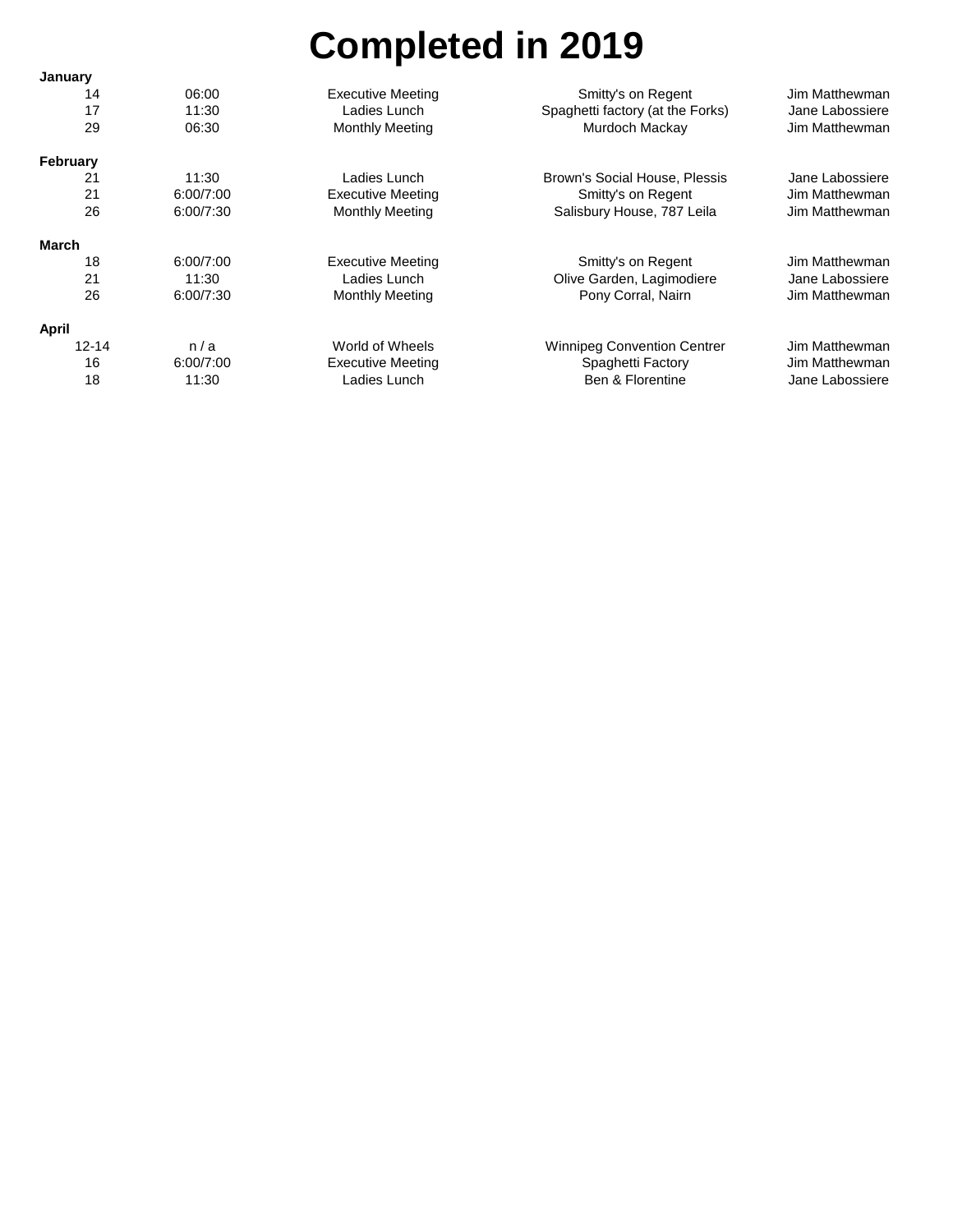# Completed in 2019

| | | | | |
|---|---|---|---|---|
| **January** | | | | |
| 14 | 06:00 | Executive Meeting | Smitty's on Regent | Jim Matthewman |
| 17 | 11:30 | Ladies Lunch | Spaghetti factory (at the Forks) | Jane Labossiere |
| 29 | 06:30 | Monthly Meeting | Murdoch Mackay | Jim Matthewman |
| **February** | | | | |
| 21 | 11:30 | Ladies Lunch | Brown's Social House, Plessis | Jane Labossiere |
| 21 | 6:00/7:00 | Executive Meeting | Smitty's on Regent | Jim Matthewman |
| 26 | 6:00/7:30 | Monthly Meeting | Salisbury House, 787 Leila | Jim Matthewman |
| **March** | | | | |
| 18 | 6:00/7:00 | Executive Meeting | Smitty's on Regent | Jim Matthewman |
| 21 | 11:30 | Ladies Lunch | Olive Garden, Lagimodiere | Jane Labossiere |
| 26 | 6:00/7:30 | Monthly Meeting | Pony Corral, Nairn | Jim Matthewman |
| **April** | | | | |
| 12-14 | n / a | World of Wheels | Winnipeg Convention Centrer | Jim Matthewman |
| 16 | 6:00/7:00 | Executive Meeting | Spaghetti Factory | Jim Matthewman |
| 18 | 11:30 | Ladies Lunch | Ben & Florentine | Jane Labossiere |